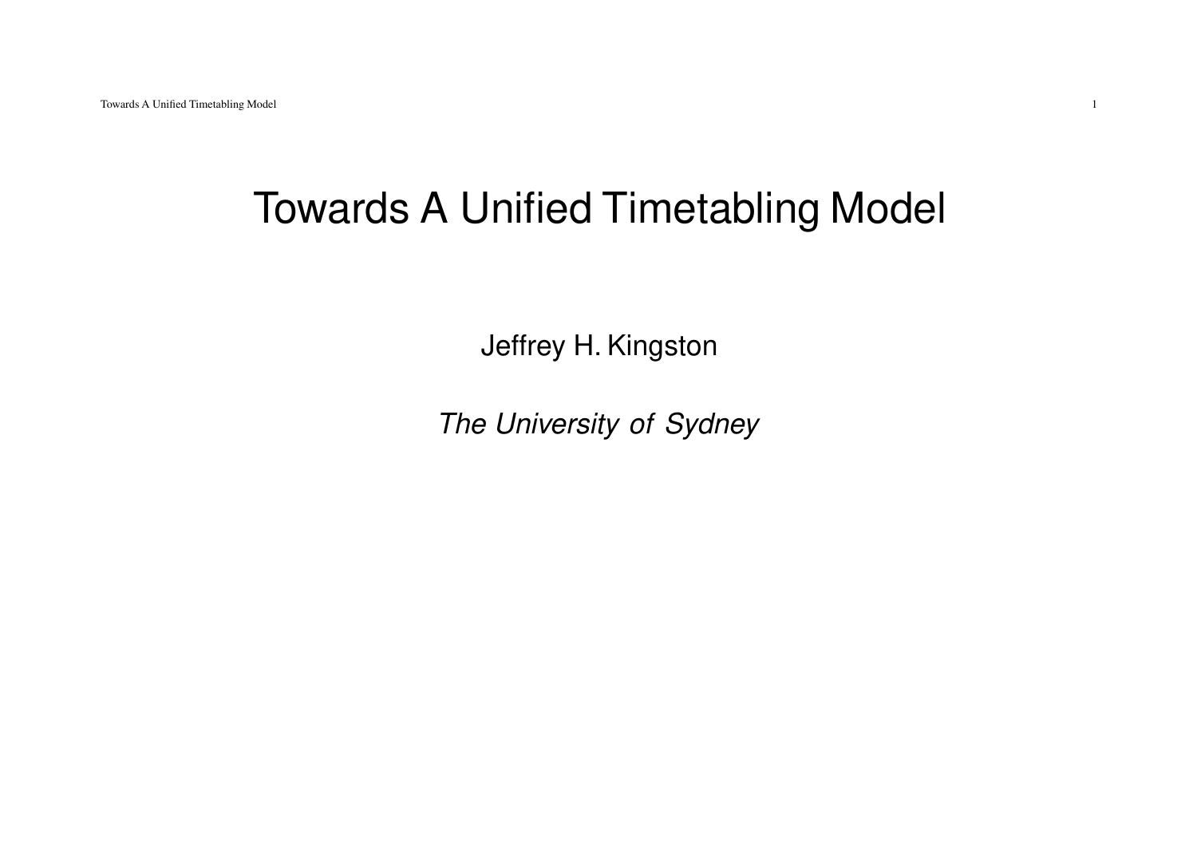# Towards A Unified Timetabling Model

Jeffrey H. Kingston

*The University of Sydney*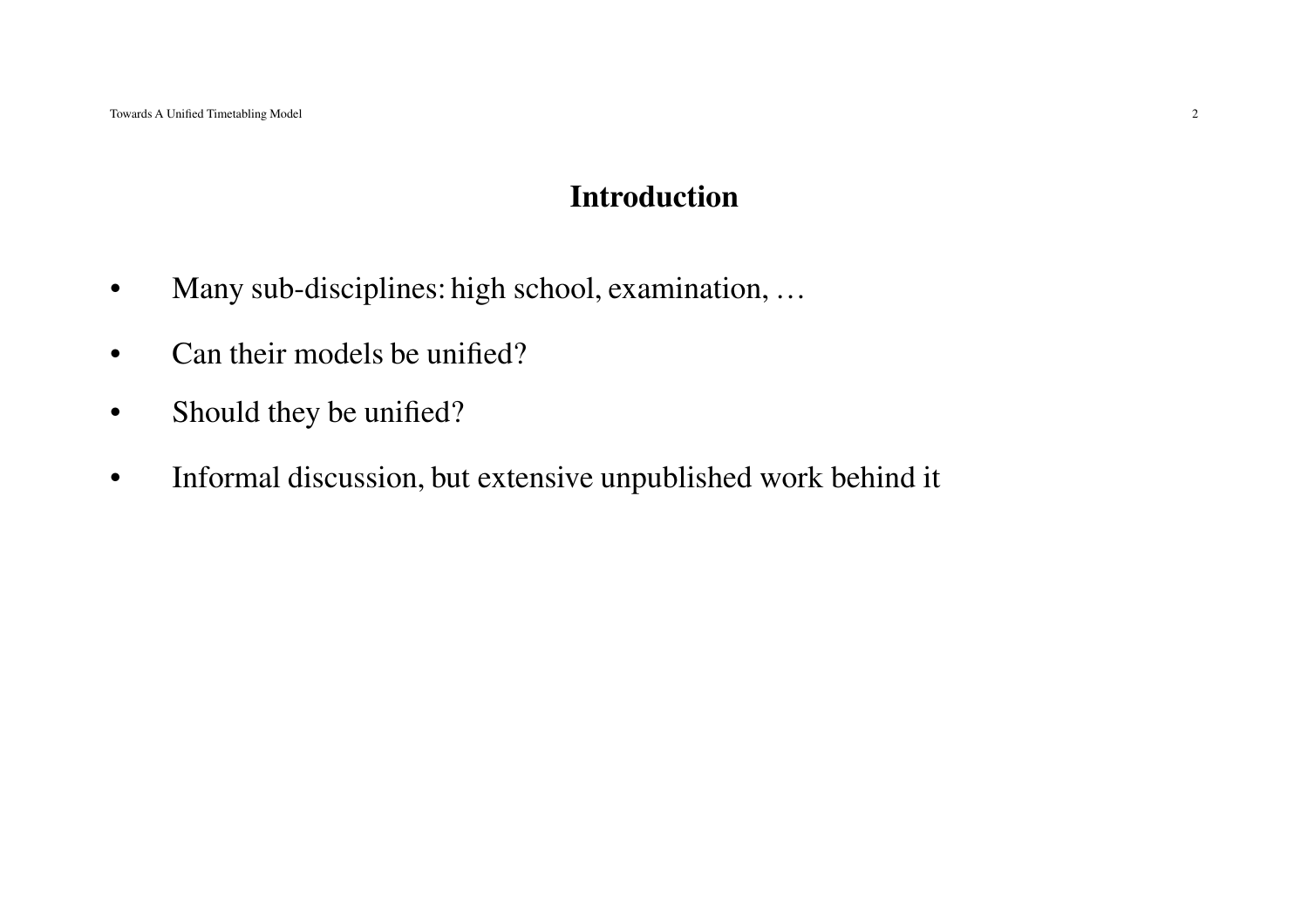## Introduction

- Many sub-disciplines: high school, examination, …
- Can their models be unified?
- Should they be unified?
- Informal discussion, but extensive unpublished work behind it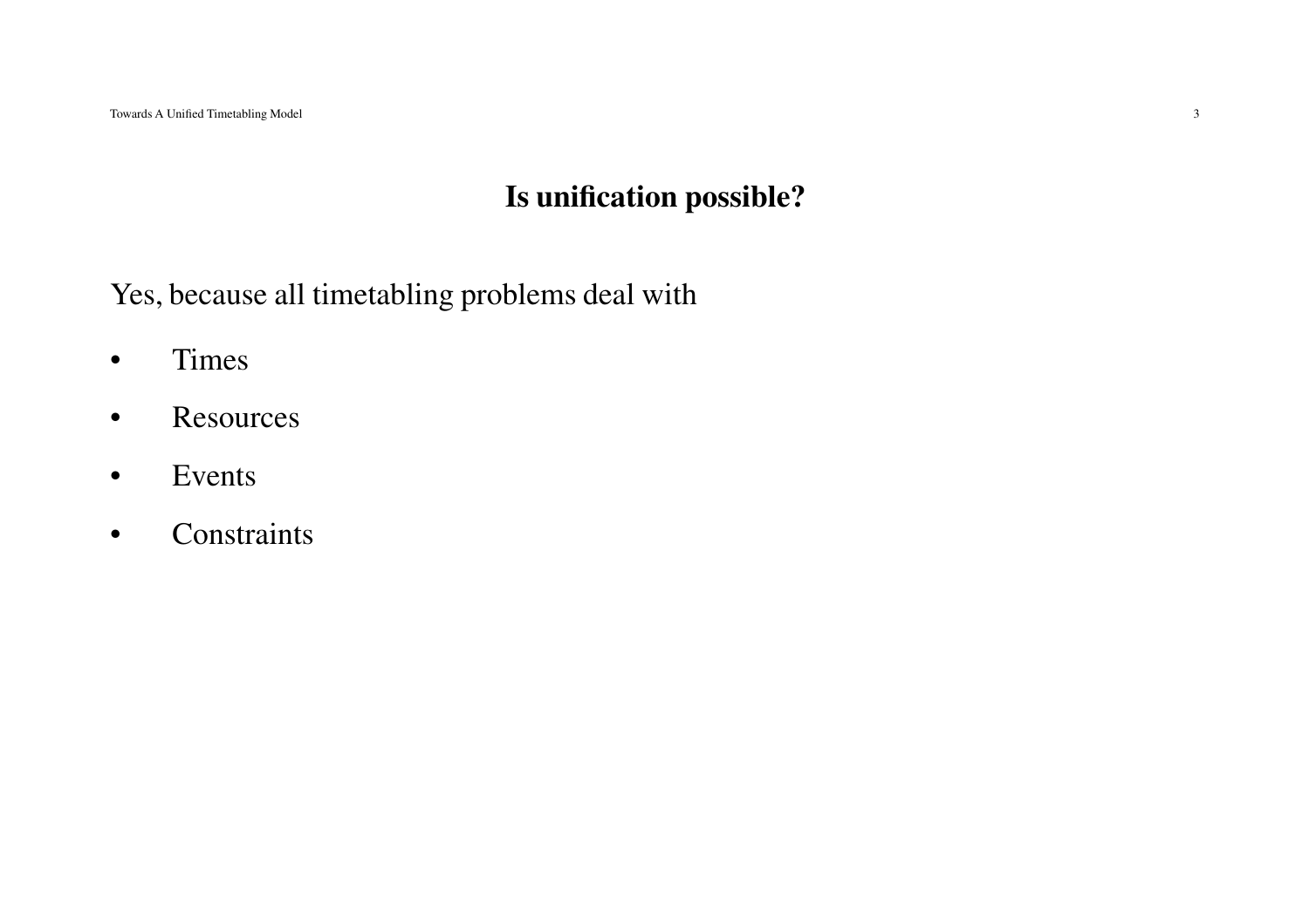## Is unification possible?

Yes, because all timetabling problems deal with

- Times
- Resources
- Events
- Constraints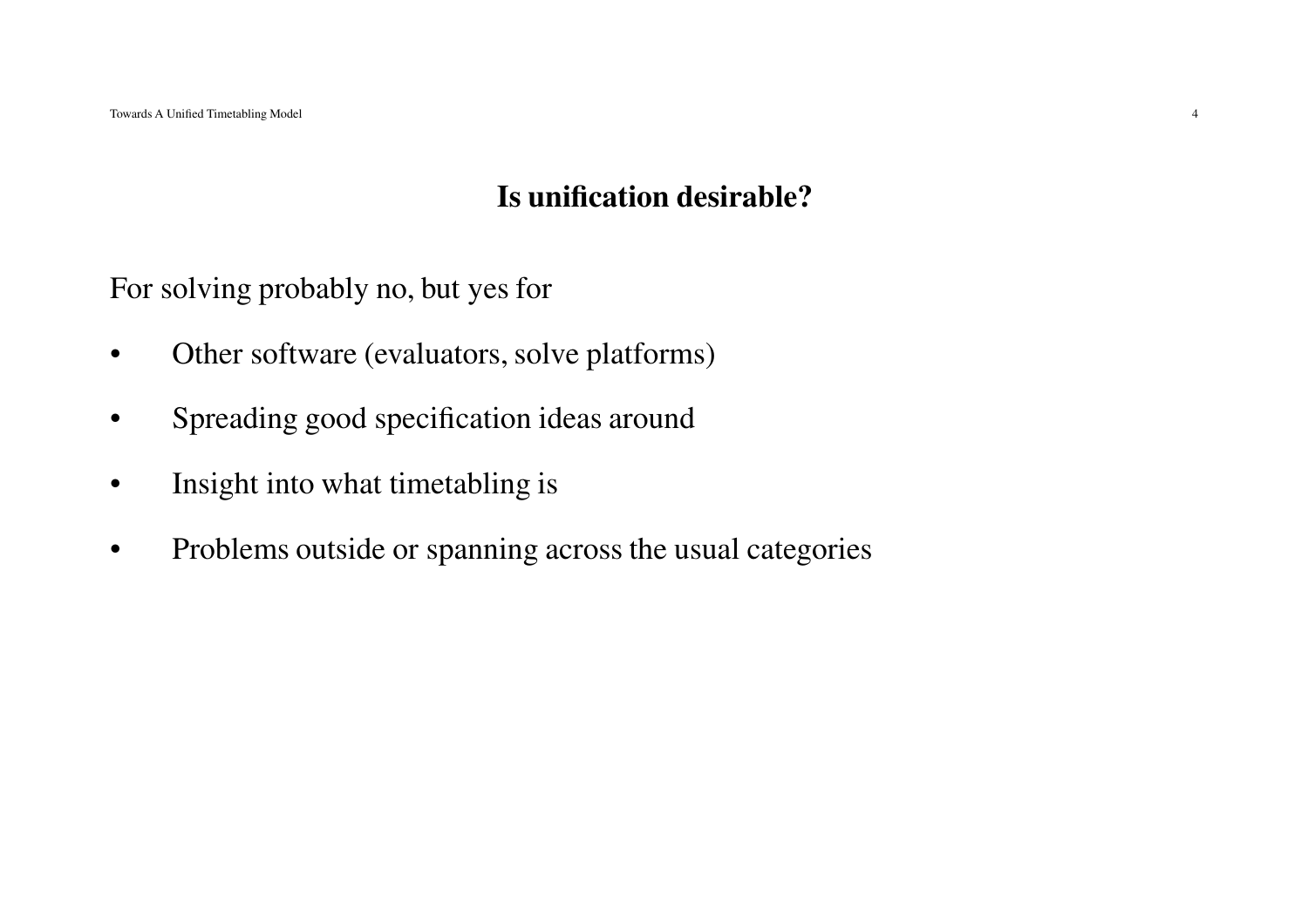## Is unification desirable?

For solving probably no, but yes for

- Other software (evaluators, solve platforms)
- Spreading good specification ideas around
- Insight into what timetabling is
- Problems outside or spanning across the usual categories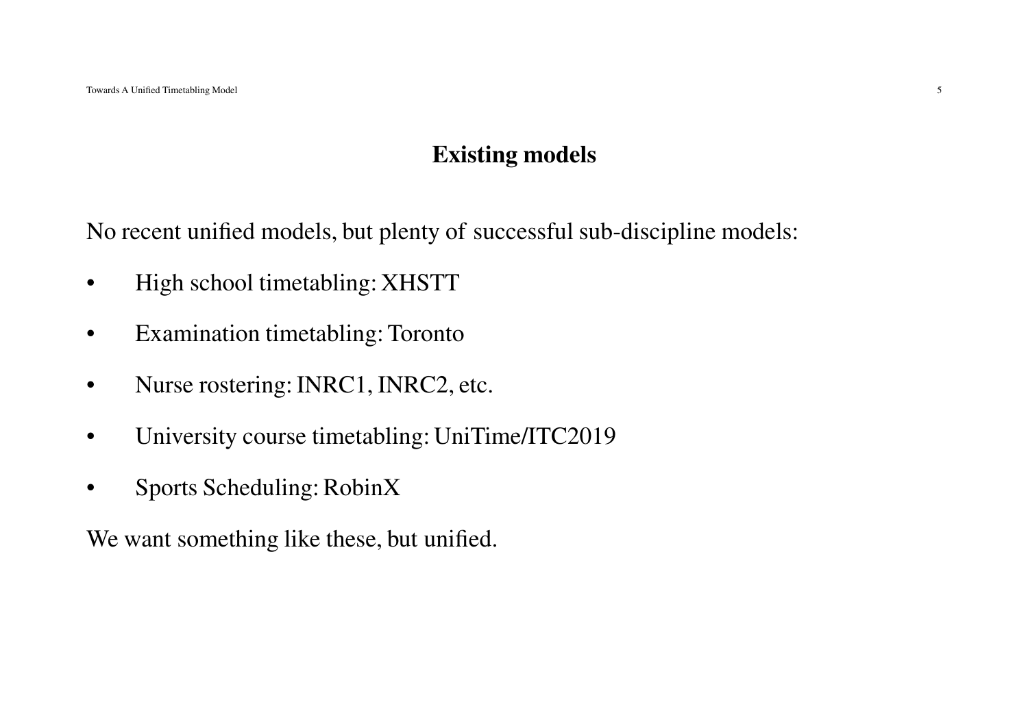## Existing models

No recent unified models, but plenty of successful sub-discipline models:

- High school timetabling: XHSTT
- Examination timetabling: Toronto
- Nurse rostering: INRC1, INRC2, etc.
- University course timetabling: UniTime/ITC2019
- Sports Scheduling: RobinX

We want something like these, but unified.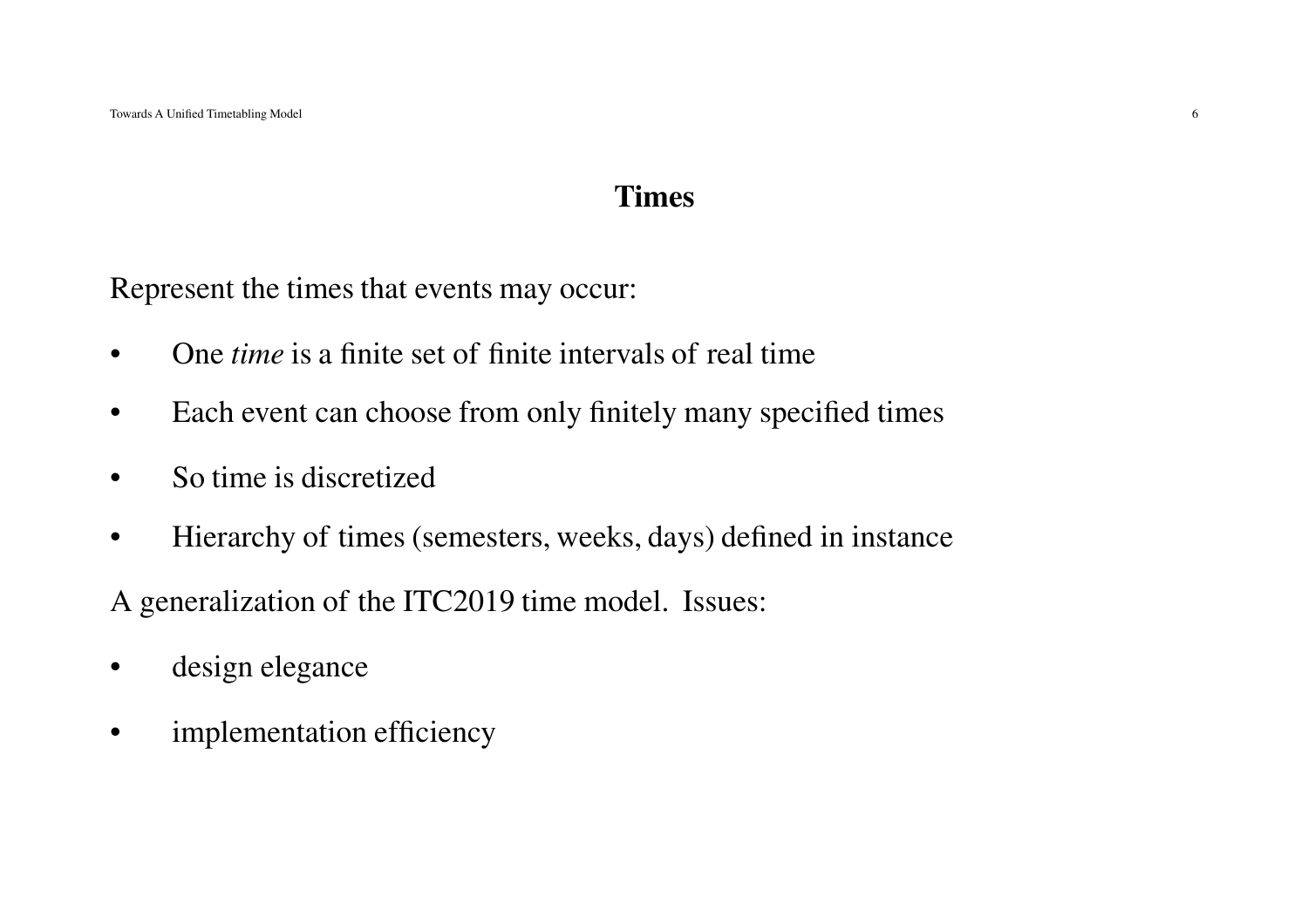# Times

Represent the times that events may occur:

- One *time* is a finite set of finite intervals of real time
- Each event can choose from only finitely many specified times
- So time is discretized
- Hierarchy of times (semesters, weeks, days) defined in instance

A generalization of the ITC2019 time model. Issues:

- design elegance
- implementation efficiency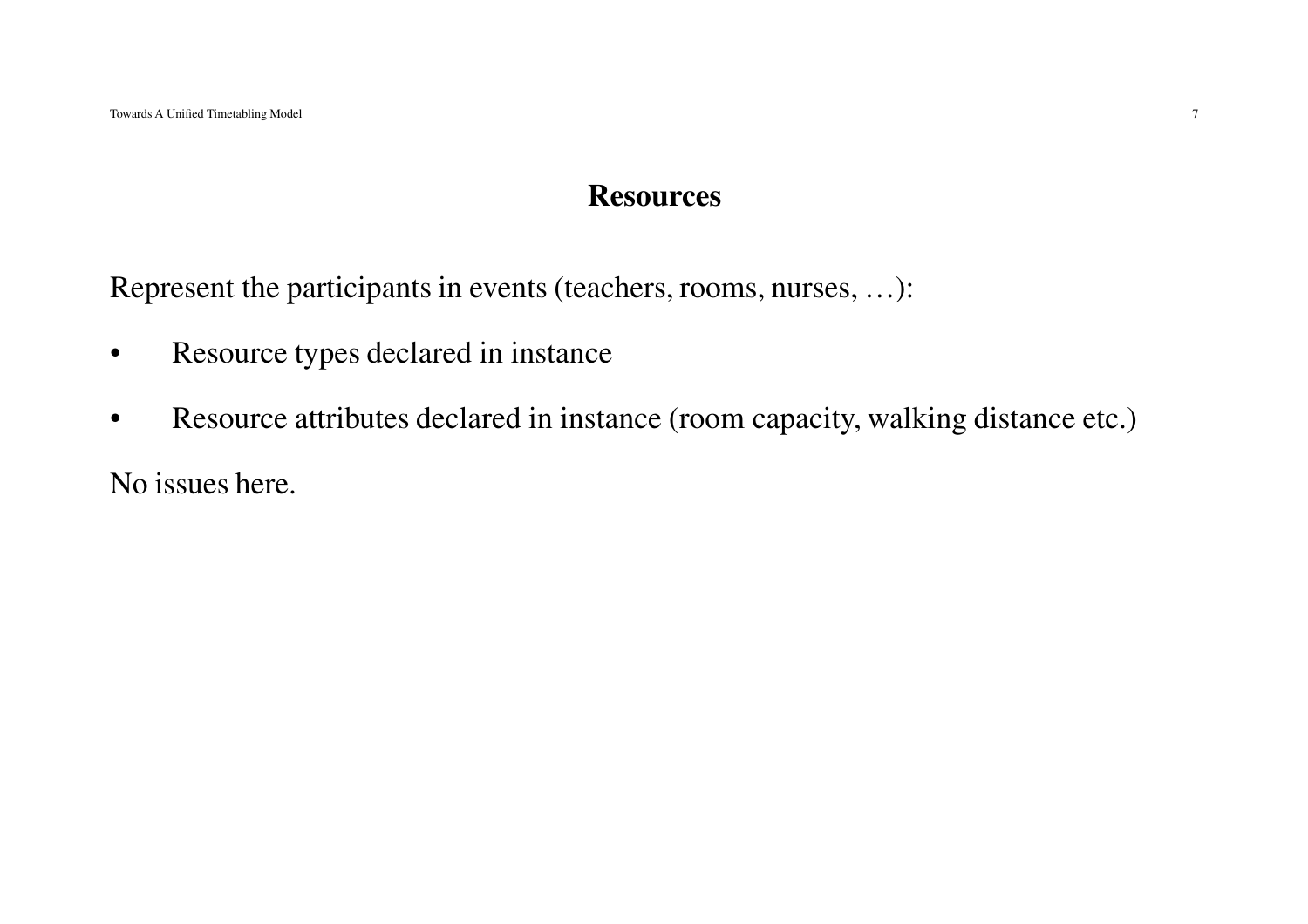## Resources

Represent the participants in events (teachers, rooms, nurses, …):

- Resource types declared in instance
- Resource attributes declared in instance (room capacity, walking distance etc.)

No issues here.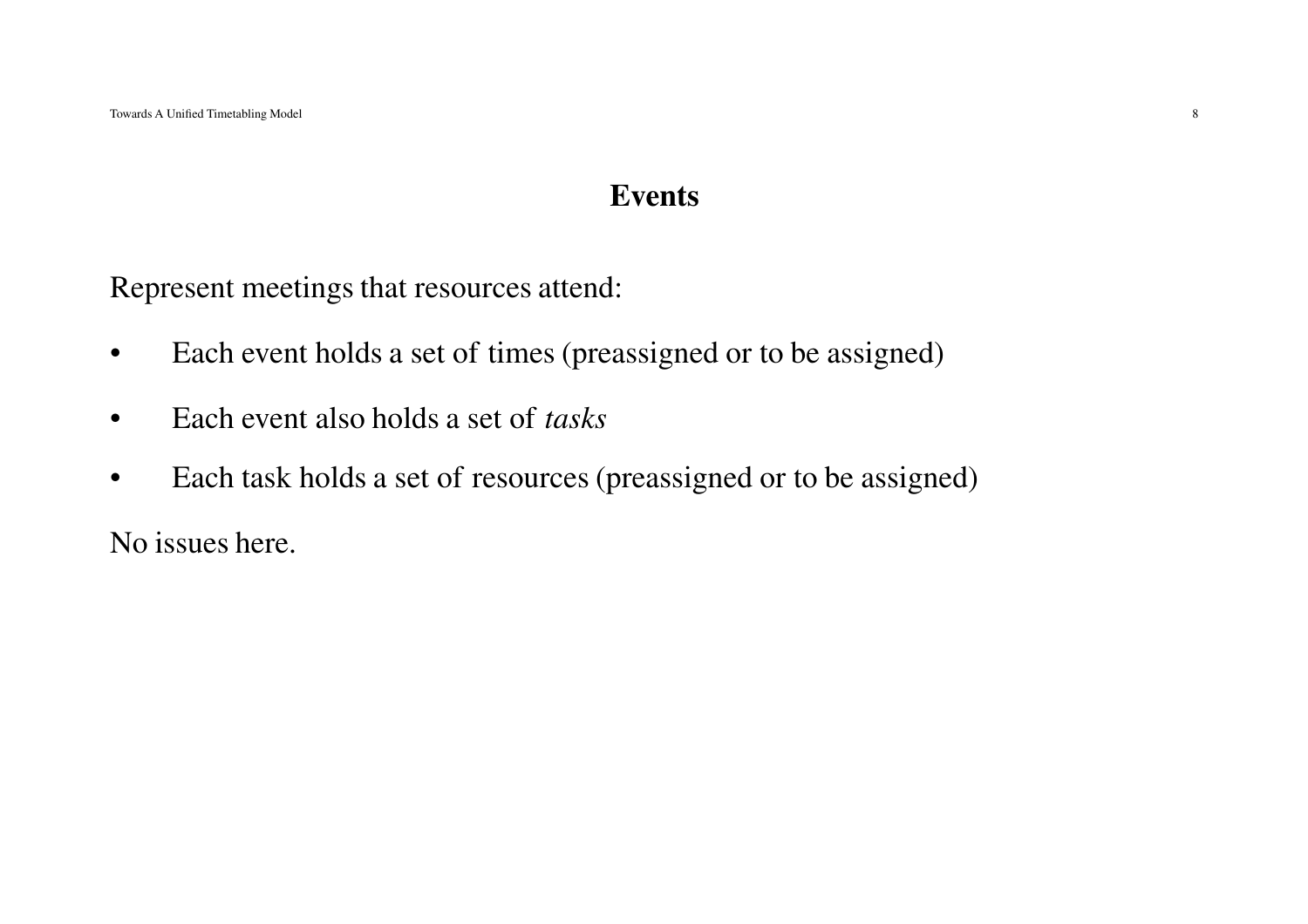# Events

Represent meetings that resources attend:

- Each event holds a set of times (preassigned or to be assigned)
- Each event also holds a set of *tasks*
- Each task holds a set of resources (preassigned or to be assigned)

No issues here.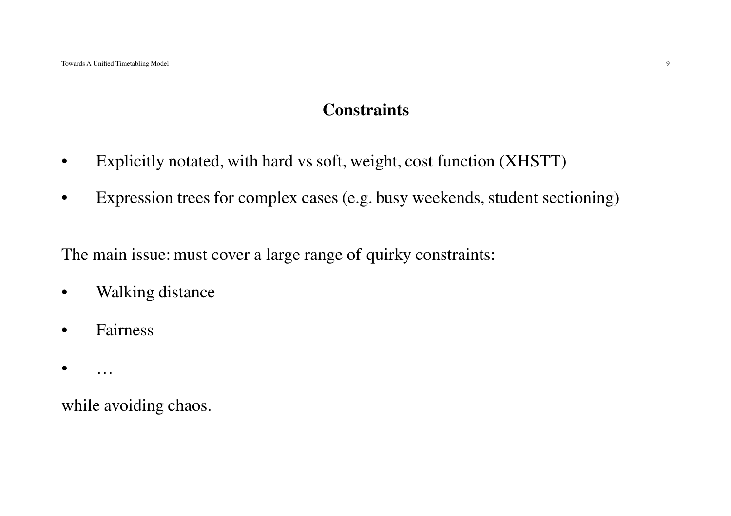# Constraints

- Explicitly notated, with hard vs soft, weight, cost function (XHSTT)
- Expression trees for complex cases (e.g. busy weekends, student sectioning)

The main issue: must cover a large range of quirky constraints:

- Walking distance
- Fairness
- …

while avoiding chaos.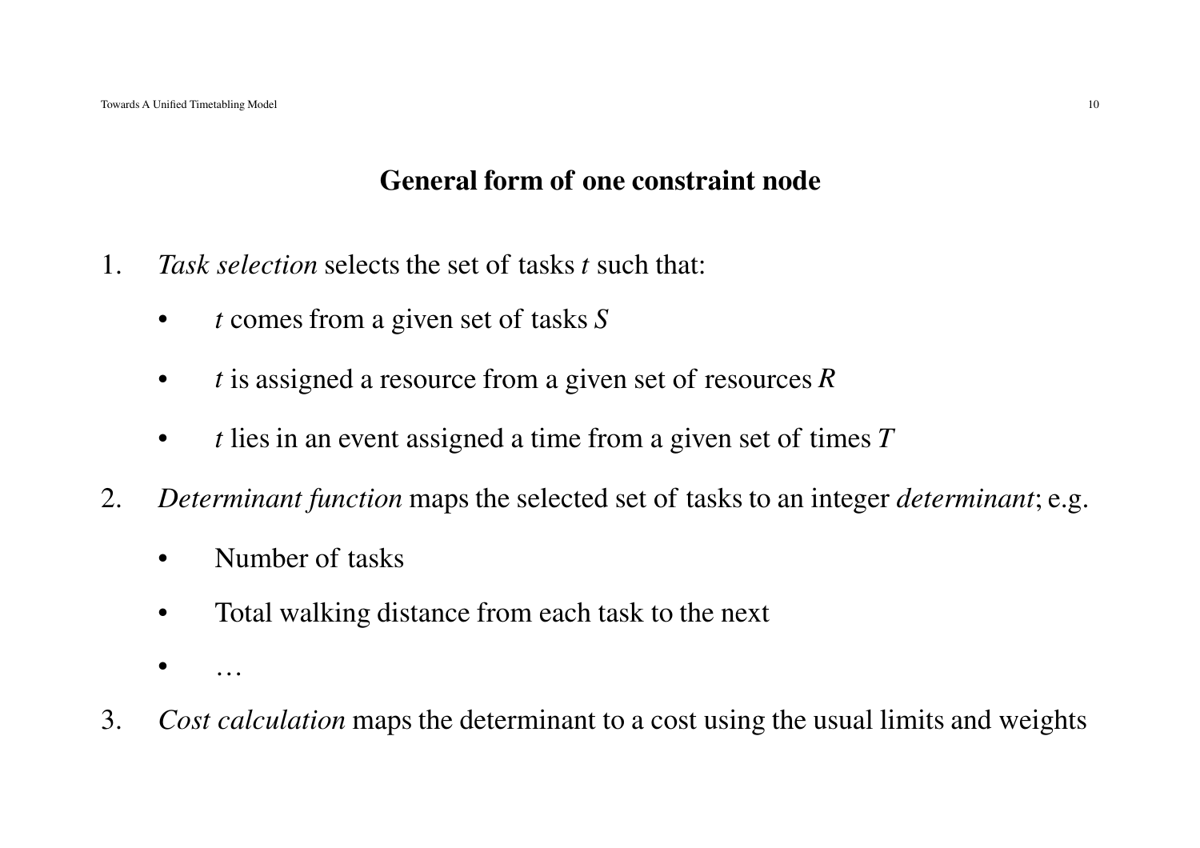## General form of one constraint node

1. *Task selection* selects the set of tasks $t$ such that:
   - $t$ comes from a given set of tasks $S$
   - $t$ is assigned a resource from a given set of resources $R$
   - $t$ lies in an event assigned a time from a given set of times $T$
2. *Determinant function* maps the selected set of tasks to an integer *determinant*; e.g.
   - Number of tasks
   - Total walking distance from each task to the next
   - …
3. *Cost calculation* maps the determinant to a cost using the usual limits and weights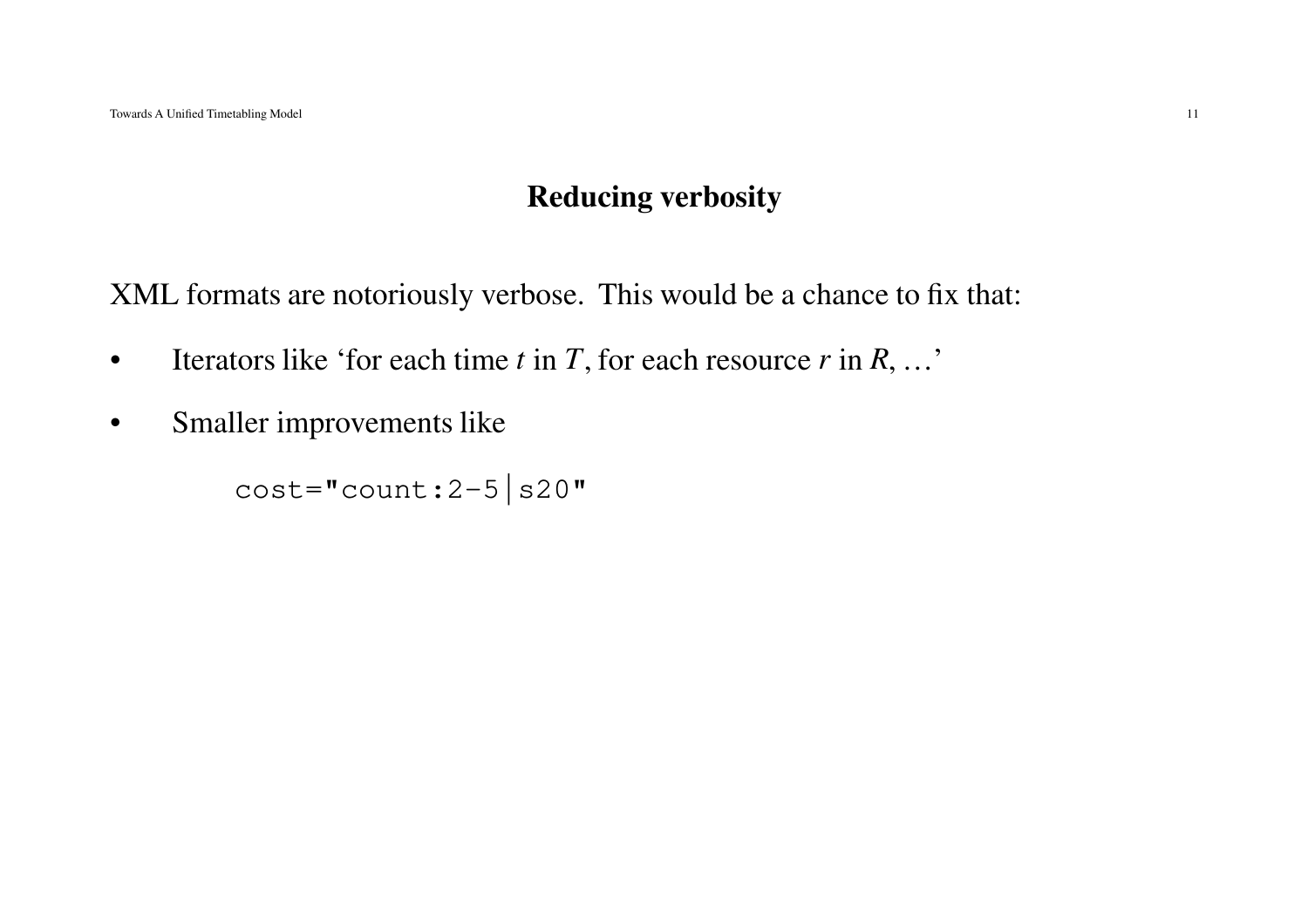## Reducing verbosity

XML formats are notoriously verbose. This would be a chance to fix that:

- Iterators like 'for each time $t$ in $T$, for each resource $r$ in $R$, …'
- Smaller improvements like

```
cost="count:2-5|s20"
```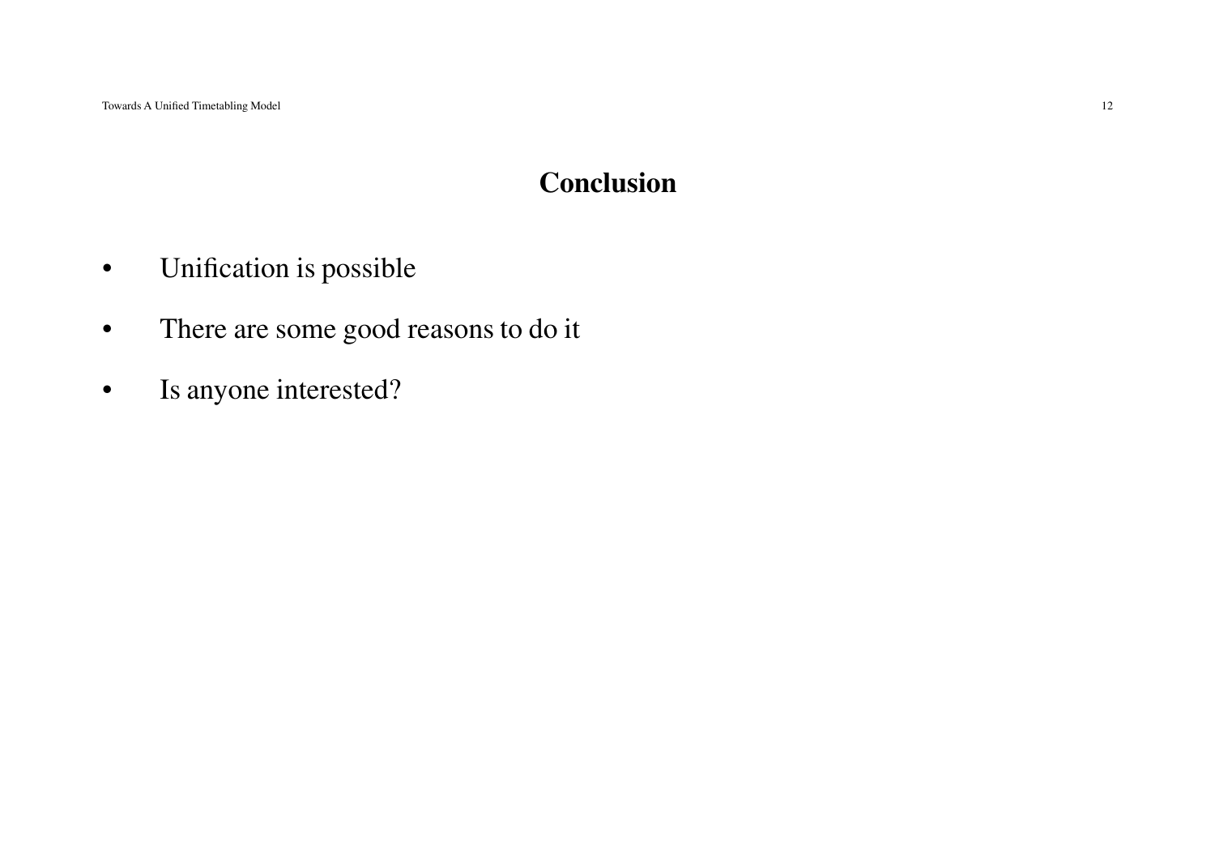## Conclusion

- Unification is possible
- There are some good reasons to do it
- Is anyone interested?